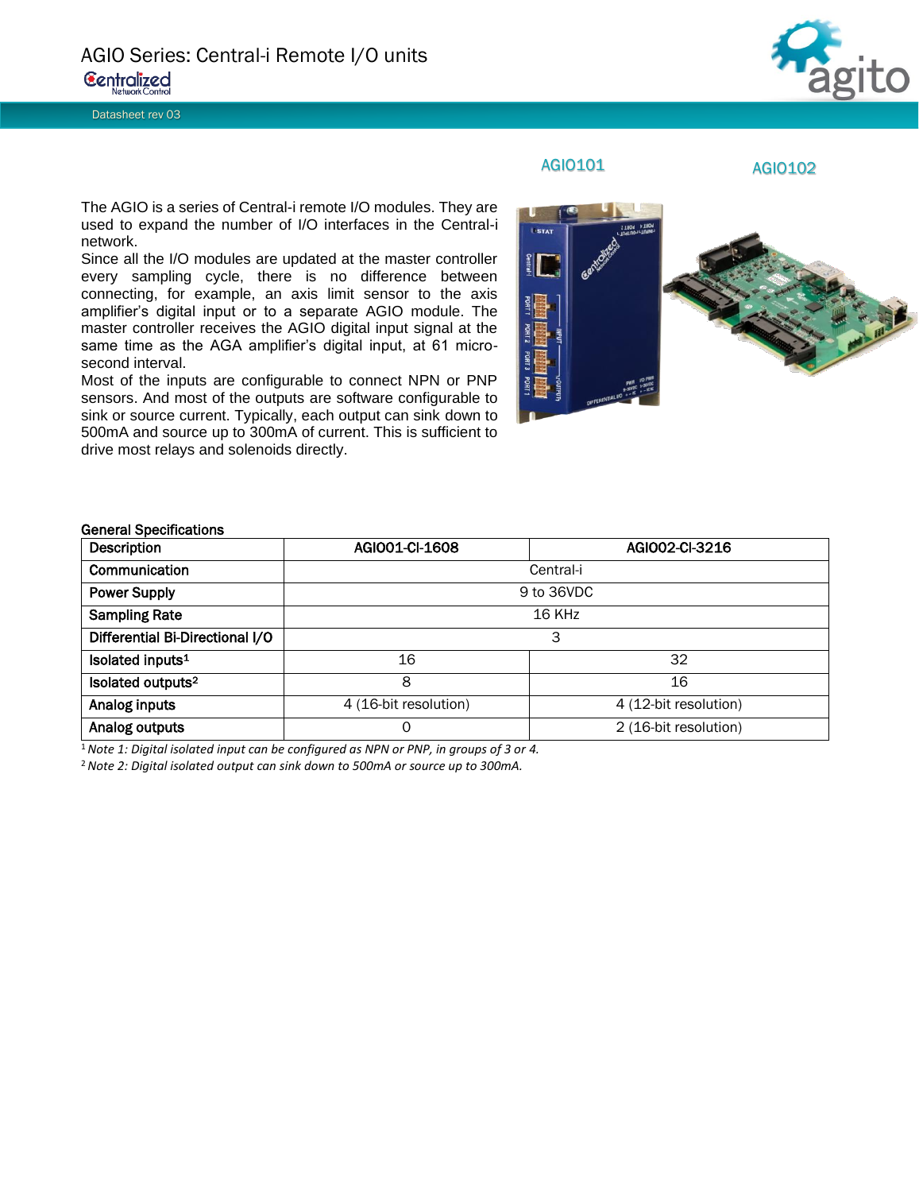# AGIO Series: Central-i Remote I/O units

Centralized Network Control

Datasheet rev 03

AGIO101 AGIO102

The AGIO is a series of Central-i remote I/O modules. They are used to expand the number of I/O interfaces in the Central-i network.

Since all the I/O modules are updated at the master controller every sampling cycle, there is no difference between connecting, for example, an axis limit sensor to the axis amplifier's digital input or to a separate AGIO module. The master controller receives the AGIO digital input signal at the same time as the AGA amplifier's digital input, at 61 micro-second interval.

Most of the inputs are configurable to connect NPN or PNP sensors. And most of the outputs are software configurable to sink or source current. Typically, each output can sink down to 500mA and source up to 300mA of current. This is sufficient to drive most relays and solenoids directly.

**General Specifications**

| Description | AGIO01-CI-1608 | AGIO02-CI-3216 |
|---|---|---|
| Communication | Central-i | |
| Power Supply | 9 to 36VDC | |
| Sampling Rate | 16 KHz | |
| Differential Bi-Directional I/O | 3 | |
| Isolated inputs[1] | 16 | 32 |
| Isolated outputs[2] | 8 | 16 |
| Analog inputs | 4 (16-bit resolution) | 4 (12-bit resolution) |
| Analog outputs | 0 | 2 (16-bit resolution) |

[1] *Note 1: Digital isolated input can be configured as NPN or PNP, in groups of 3 or 4.*

[2] *Note 2: Digital isolated output can sink down to 500mA or source up to 300mA.*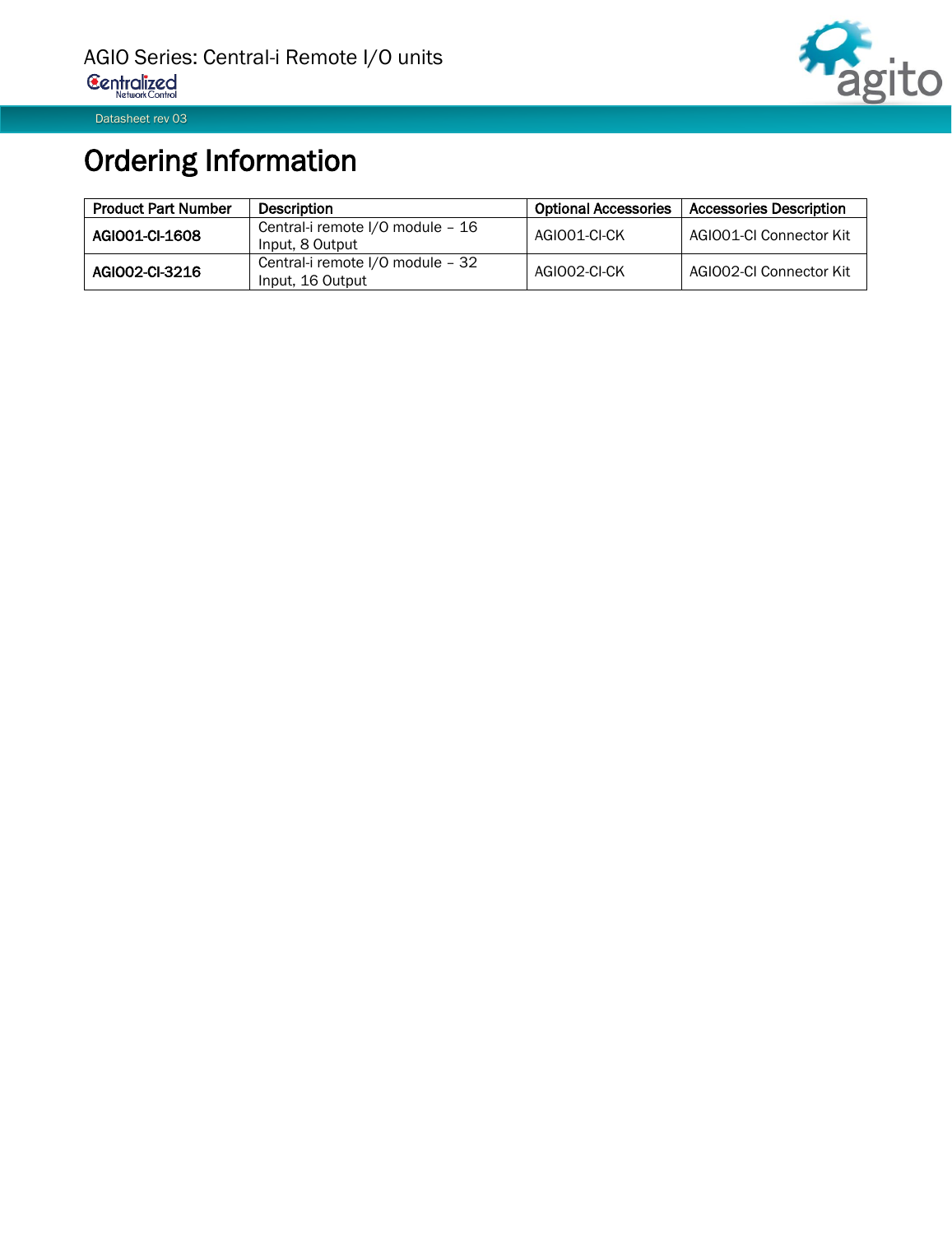# Ordering Information

| Product Part Number | Description | Optional Accessories | Accessories Description |
| --- | --- | --- | --- |
| **AGIO01-CI-1608** | Central-i remote I/O module – 16 Input, 8 Output | AGIO01-CI-CK | AGIO01-CI Connector Kit |
| **AGIO02-CI-3216** | Central-i remote I/O module – 32 Input, 16 Output | AGIO02-CI-CK | AGIO02-CI Connector Kit |